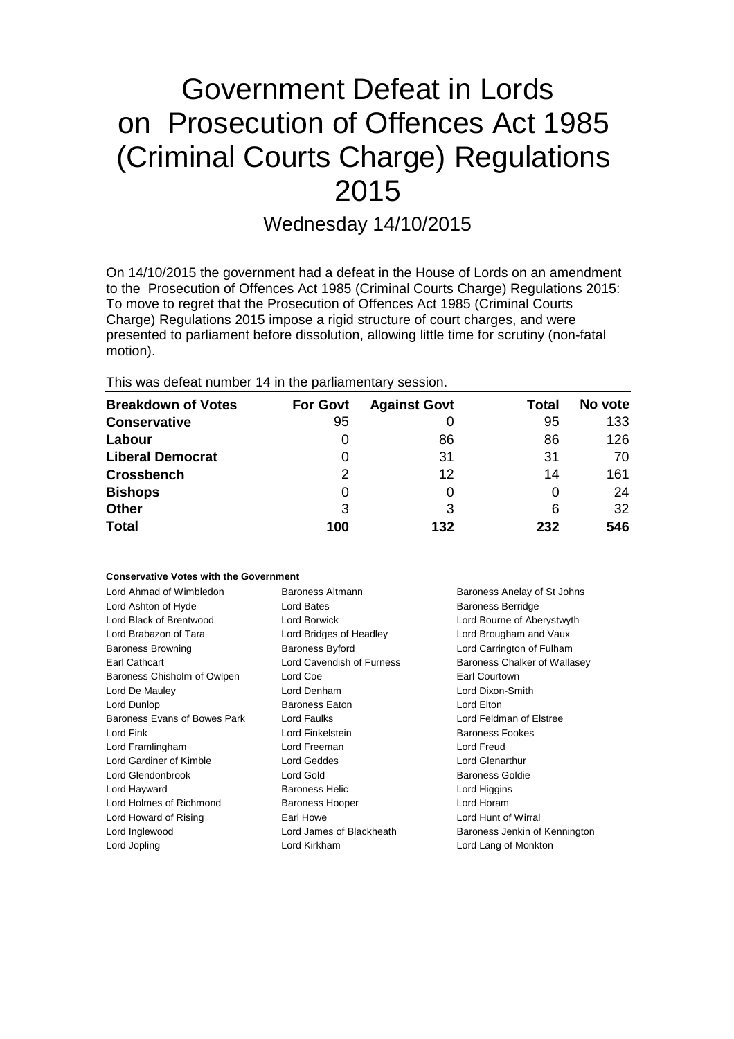# Government Defeat in Lords on Prosecution of Offences Act 1985 (Criminal Courts Charge) Regulations 2015

Wednesday 14/10/2015

On 14/10/2015 the government had a defeat in the House of Lords on an amendment to the Prosecution of Offences Act 1985 (Criminal Courts Charge) Regulations 2015: To move to regret that the Prosecution of Offences Act 1985 (Criminal Courts Charge) Regulations 2015 impose a rigid structure of court charges, and were presented to parliament before dissolution, allowing little time for scrutiny (non-fatal motion).

This was defeat number 14 in the parliamentary session.

| Breakdown of Votes | For Govt | Against Govt | Total | No vote |
|---|---|---|---|---|
| Conservative | 95 | 0 | 95 | 133 |
| Labour | 0 | 86 | 86 | 126 |
| Liberal Democrat | 0 | 31 | 31 | 70 |
| Crossbench | 2 | 12 | 14 | 161 |
| Bishops | 0 | 0 | 0 | 24 |
| Other | 3 | 3 | 6 | 32 |
| **Total** | **100** | **132** | **232** | **546** |

**Conservative Votes with the Government**

Lord Ahmad of Wimbledon
Baroness Altmann
Baroness Anelay of St Johns
Lord Ashton of Hyde
Lord Bates
Baroness Berridge
Lord Black of Brentwood
Lord Borwick
Lord Bourne of Aberystwyth
Lord Brabazon of Tara
Lord Bridges of Headley
Lord Brougham and Vaux
Baroness Browning
Baroness Byford
Lord Carrington of Fulham
Earl Cathcart
Lord Cavendish of Furness
Baroness Chalker of Wallasey
Baroness Chisholm of Owlpen
Lord Coe
Earl Courtown
Lord De Mauley
Lord Denham
Lord Dixon-Smith
Lord Dunlop
Baroness Eaton
Lord Elton
Baroness Evans of Bowes Park
Lord Faulks
Lord Feldman of Elstree
Lord Fink
Lord Finkelstein
Baroness Fookes
Lord Framlingham
Lord Freeman
Lord Freud
Lord Gardiner of Kimble
Lord Geddes
Lord Glenarthur
Lord Glendonbrook
Lord Gold
Baroness Goldie
Lord Hayward
Baroness Helic
Lord Higgins
Lord Holmes of Richmond
Baroness Hooper
Lord Horam
Lord Howard of Rising
Earl Howe
Lord Hunt of Wirral
Lord Inglewood
Lord James of Blackheath
Baroness Jenkin of Kennington
Lord Jopling
Lord Kirkham
Lord Lang of Monkton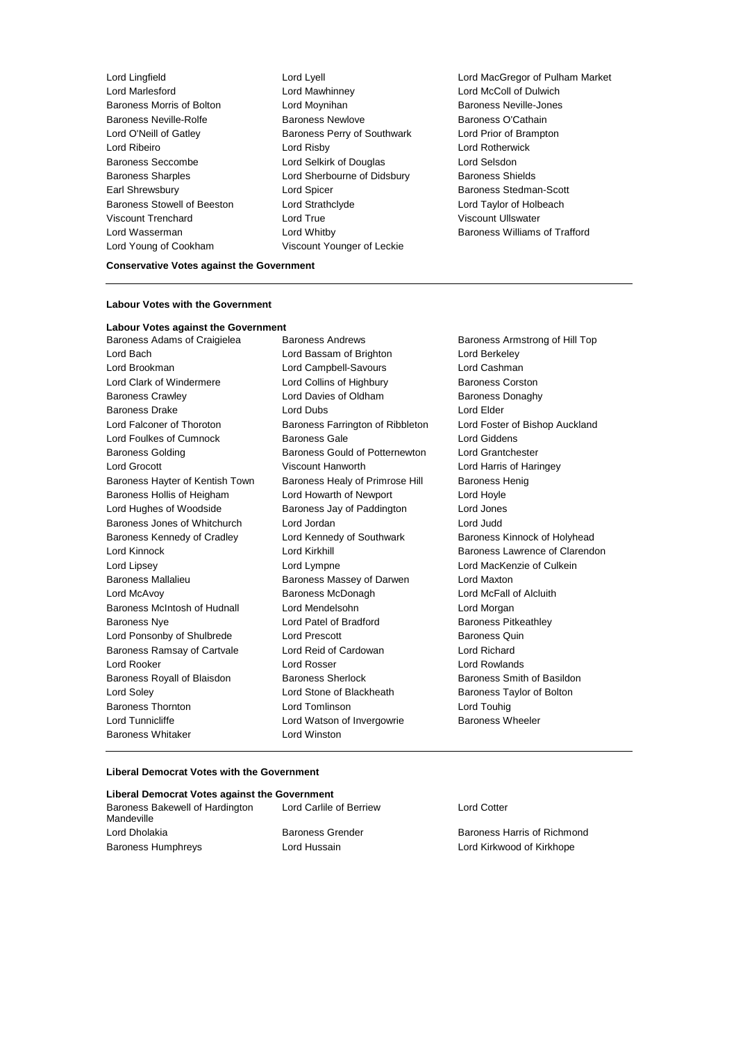Lord Lingfield
Lord Lyell
Lord MacGregor of Pulham Market
Lord Marlesford
Lord Mawhinney
Lord McColl of Dulwich
Baroness Morris of Bolton
Lord Moynihan
Baroness Neville-Jones
Baroness Neville-Rolfe
Baroness Newlove
Baroness O'Cathain
Lord O'Neill of Gatley
Baroness Perry of Southwark
Lord Prior of Brampton
Lord Ribeiro
Lord Risby
Lord Rotherwick
Baroness Seccombe
Lord Selkirk of Douglas
Lord Selsdon
Baroness Sharples
Lord Sherbourne of Didsbury
Baroness Shields
Earl Shrewsbury
Lord Spicer
Baroness Stedman-Scott
Baroness Stowell of Beeston
Lord Strathclyde
Lord Taylor of Holbeach
Viscount Trenchard
Lord True
Viscount Ullswater
Lord Wasserman
Lord Whitby
Baroness Williams of Trafford
Lord Young of Cookham
Viscount Younger of Leckie

**Conservative Votes against the Government**

---

**Labour Votes with the Government**

**Labour Votes against the Government**

Baroness Adams of Craigielea
Baroness Andrews
Baroness Armstrong of Hill Top
Lord Bach
Lord Bassam of Brighton
Lord Berkeley
Lord Brookman
Lord Campbell-Savours
Lord Cashman
Lord Clark of Windermere
Lord Collins of Highbury
Baroness Corston
Baroness Crawley
Lord Davies of Oldham
Baroness Donaghy
Baroness Drake
Lord Dubs
Lord Elder
Lord Falconer of Thoroton
Baroness Farrington of Ribbleton
Lord Foster of Bishop Auckland
Lord Foulkes of Cumnock
Baroness Gale
Lord Giddens
Baroness Golding
Baroness Gould of Potternewton
Lord Grantchester
Lord Grocott
Viscount Hanworth
Lord Harris of Haringey
Baroness Hayter of Kentish Town
Baroness Healy of Primrose Hill
Baroness Henig
Baroness Hollis of Heigham
Lord Howarth of Newport
Lord Hoyle
Lord Hughes of Woodside
Baroness Jay of Paddington
Lord Jones
Baroness Jones of Whitchurch
Lord Jordan
Lord Judd
Baroness Kennedy of Cradley
Lord Kennedy of Southwark
Baroness Kinnock of Holyhead
Lord Kinnock
Lord Kirkhill
Baroness Lawrence of Clarendon
Lord Lipsey
Lord Lympne
Lord MacKenzie of Culkein
Baroness Mallalieu
Baroness Massey of Darwen
Lord Maxton
Lord McAvoy
Baroness McDonagh
Lord McFall of Alcluith
Baroness McIntosh of Hudnall
Lord Mendelsohn
Lord Morgan
Baroness Nye
Lord Patel of Bradford
Baroness Pitkeathley
Lord Ponsonby of Shulbrede
Lord Prescott
Baroness Quin
Baroness Ramsay of Cartvale
Lord Reid of Cardowan
Lord Richard
Lord Rooker
Lord Rosser
Lord Rowlands
Baroness Royall of Blaisdon
Baroness Sherlock
Baroness Smith of Basildon
Lord Soley
Lord Stone of Blackheath
Baroness Taylor of Bolton
Baroness Thornton
Lord Tomlinson
Lord Touhig
Lord Tunnicliffe
Lord Watson of Invergowrie
Baroness Wheeler
Baroness Whitaker
Lord Winston

---

**Liberal Democrat Votes with the Government**

**Liberal Democrat Votes against the Government**

Baroness Bakewell of Hardington Mandeville
Lord Carlile of Berriew
Lord Cotter
Lord Dholakia
Baroness Grender
Baroness Harris of Richmond
Baroness Humphreys
Lord Hussain
Lord Kirkwood of Kirkhope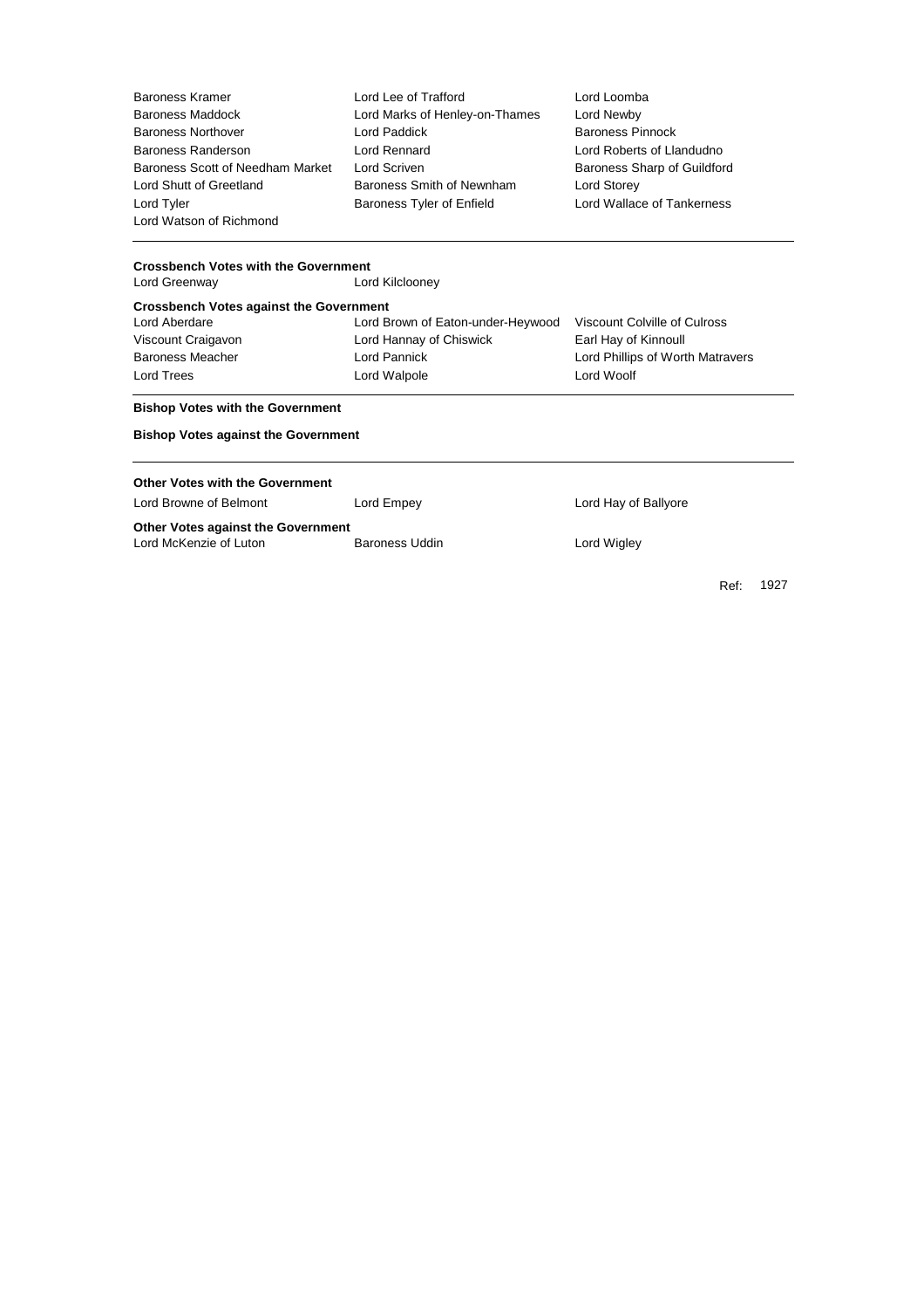| | | |
|---|---|---|
| Baroness Kramer | Lord Lee of Trafford | Lord Loomba |
| Baroness Maddock | Lord Marks of Henley-on-Thames | Lord Newby |
| Baroness Northover | Lord Paddick | Baroness Pinnock |
| Baroness Randerson | Lord Rennard | Lord Roberts of Llandudno |
| Baroness Scott of Needham Market | Lord Scriven | Baroness Sharp of Guildford |
| Lord Shutt of Greetland | Baroness Smith of Newnham | Lord Storey |
| Lord Tyler | Baroness Tyler of Enfield | Lord Wallace of Tankerness |
| Lord Watson of Richmond | | |

**Crossbench Votes with the Government**

| | |
|---|---|
| Lord Greenway | Lord Kilclooney |

**Crossbench Votes against the Government**

| | | |
|---|---|---|
| Lord Aberdare | Lord Brown of Eaton-under-Heywood | Viscount Colville of Culross |
| Viscount Craigavon | Lord Hannay of Chiswick | Earl Hay of Kinnoull |
| Baroness Meacher | Lord Pannick | Lord Phillips of Worth Matravers |
| Lord Trees | Lord Walpole | Lord Woolf |

**Bishop Votes with the Government**

**Bishop Votes against the Government**

**Other Votes with the Government**

| | | |
|---|---|---|
| Lord Browne of Belmont | Lord Empey | Lord Hay of Ballyore |

**Other Votes against the Government**

| | | |
|---|---|---|
| Lord McKenzie of Luton | Baroness Uddin | Lord Wigley |

Ref: 1927